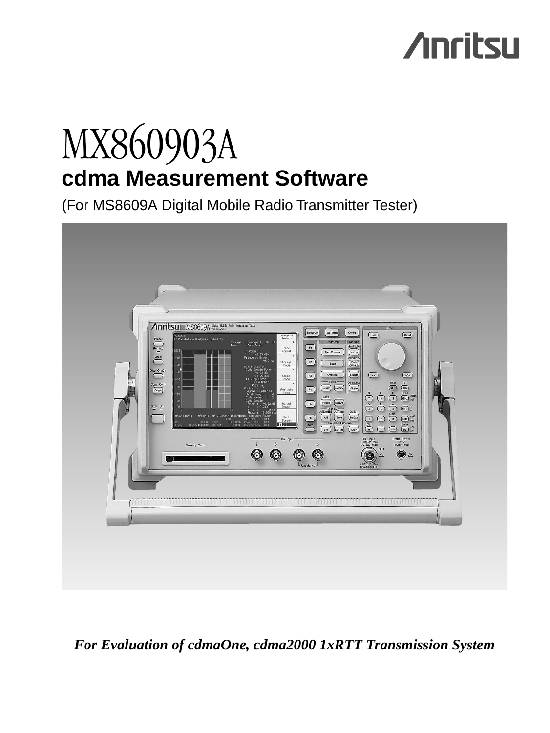Anritsu

# MX860903A

## cdma Measurement Software

(For MS8609A Digital Mobile Radio Transmitter Tester)

*For Evaluation of cdmaOne, cdma2000 1xRTT Transmission System*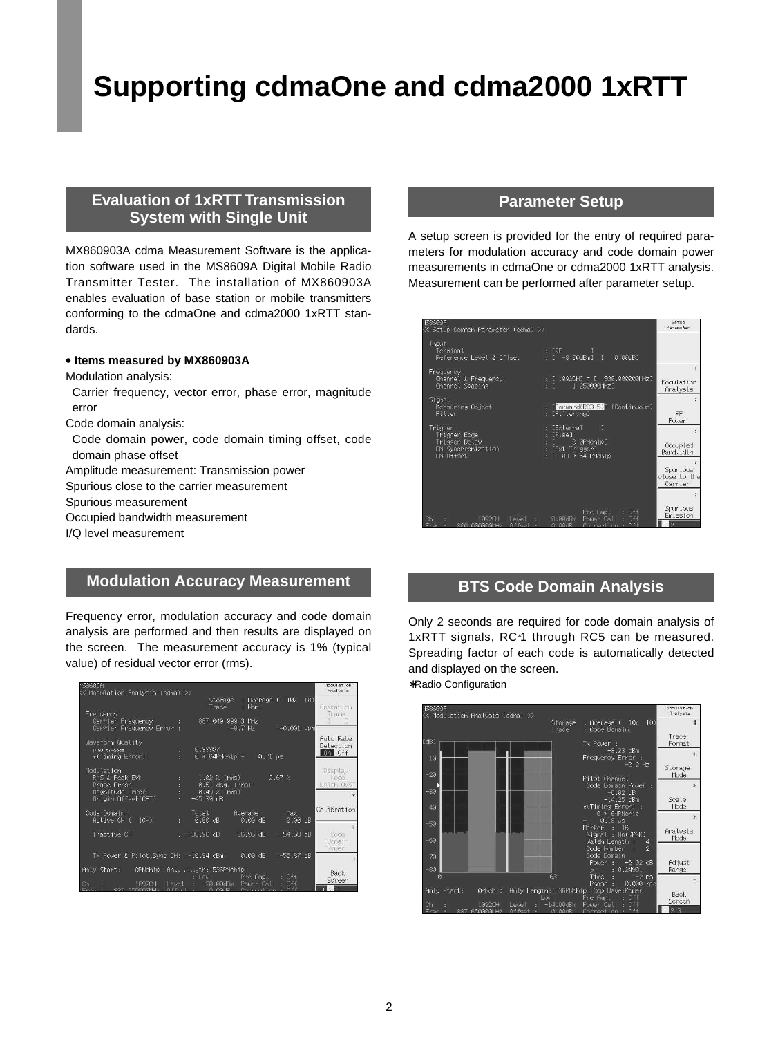# Supporting cdmaOne and cdma2000 1xRTT

## Evaluation of 1xRTT Transmission System with Single Unit

MX860903A cdma Measurement Software is the application software used in the MS8609A Digital Mobile Radio Transmitter Tester. The installation of MX860903A enables evaluation of base station or mobile transmitters conforming to the cdmaOne and cdma2000 1xRTT standards.

**• Items measured by MX860903A**

Modulation analysis:
 Carrier frequency, vector error, phase error, magnitude error

Code domain analysis:
 Code domain power, code domain timing offset, code domain phase offset

Amplitude measurement: Transmission power

Spurious close to the carrier measurement

Spurious measurement

Occupied bandwidth measurement

I/Q level measurement

## Modulation Accuracy Measurement

Frequency error, modulation accuracy and code domain analysis are performed and then results are displayed on the screen. The measurement accuracy is 1% (typical value) of residual vector error (rms).

## Parameter Setup

A setup screen is provided for the entry of required parameters for modulation accuracy and code domain power measurements in cdmaOne or cdma2000 1xRTT analysis. Measurement can be performed after parameter setup.

## BTS Code Domain Analysis

Only 2 seconds are required for code domain analysis of 1xRTT signals, RC*1 through RC5 can be measured. Spreading factor of each code is automatically detected and displayed on the screen.

*Radio Configuration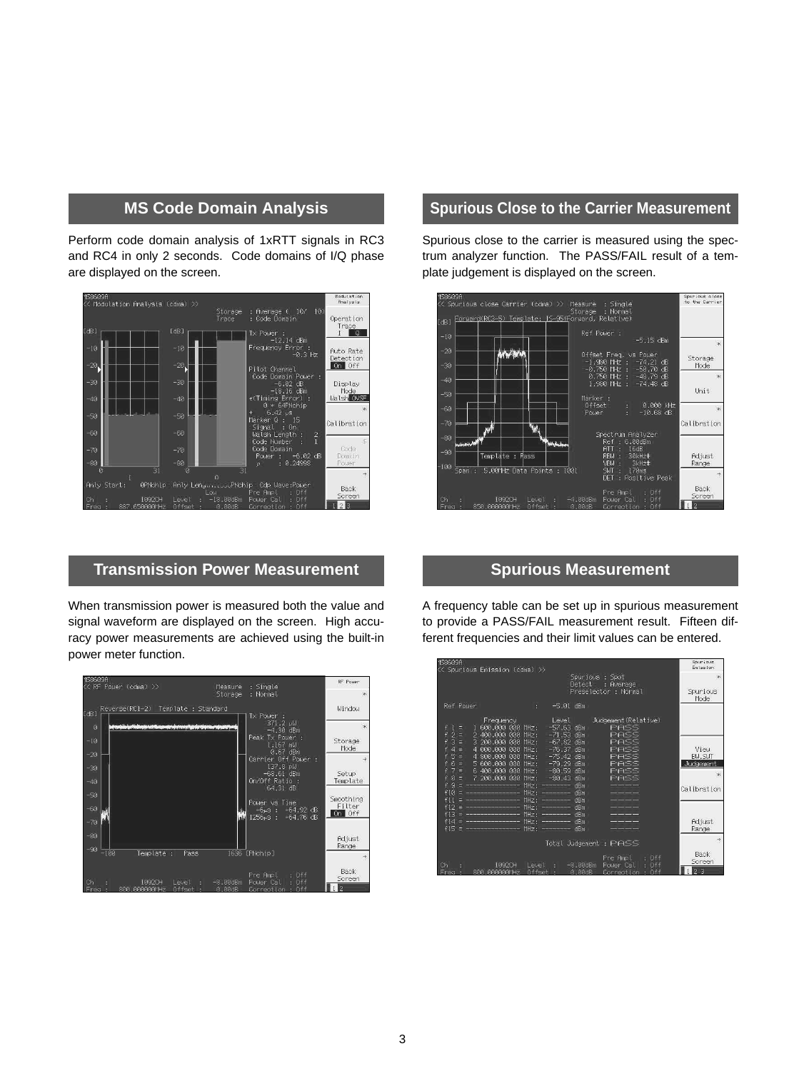## MS Code Domain Analysis

Perform code domain analysis of 1xRTT signals in RC3 and RC4 in only 2 seconds. Code domains of I/Q phase are displayed on the screen.

## Spurious Close to the Carrier Measurement

Spurious close to the carrier is measured using the spectrum analyzer function. The PASS/FAIL result of a template judgement is displayed on the screen.

## Transmission Power Measurement

When transmission power is measured both the value and signal waveform are displayed on the screen. High accuracy power measurements are achieved using the built-in power meter function.

## Spurious Measurement

A frequency table can be set up in spurious measurement to provide a PASS/FAIL measurement result. Fifteen different frequencies and their limit values can be entered.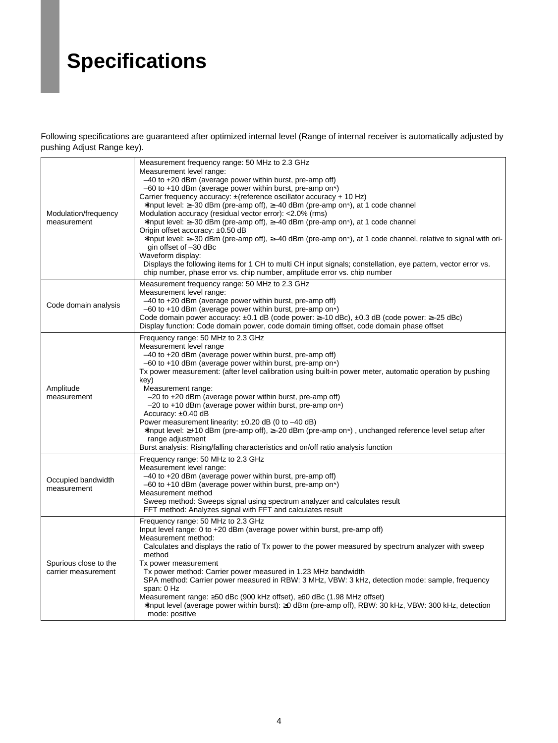# Specifications

Following specifications are guaranteed after optimized internal level (Range of internal receiver is automatically adjusted by pushing Adjust Range key).

| | |
|---|---|
| Modulation/frequency measurement | Measurement frequency range: 50 MHz to 2.3 GHz<br>Measurement level range:<br>–40 to +20 dBm (average power within burst, pre-amp off)<br>–60 to +10 dBm (average power within burst, pre-amp on*)<br>Carrier frequency accuracy: ±(reference oscillator accuracy + 10 Hz)<br>*Input level: ≥–30 dBm (pre-amp off), ≥–40 dBm (pre-amp on*), at 1 code channel<br>Modulation accuracy (residual vector error): <2.0% (rms)<br>*Input level: ≥–30 dBm (pre-amp off), ≥–40 dBm (pre-amp on*), at 1 code channel<br>Origin offset accuracy: ±0.50 dB<br>*Input level: ≥–30 dBm (pre-amp off), ≥–40 dBm (pre-amp on*), at 1 code channel, relative to signal with origin offset of –30 dBc<br>Waveform display:<br>Displays the following items for 1 CH to multi CH input signals; constellation, eye pattern, vector error vs. chip number, phase error vs. chip number, amplitude error vs. chip number |
| Code domain analysis | Measurement frequency range: 50 MHz to 2.3 GHz<br>Measurement level range:<br>–40 to +20 dBm (average power within burst, pre-amp off)<br>–60 to +10 dBm (average power within burst, pre-amp on*)<br>Code domain power accuracy: ±0.1 dB (code power: ≥–10 dBc), ±0.3 dB (code power: ≥–25 dBc)<br>Display function: Code domain power, code domain timing offset, code domain phase offset |
| Amplitude measurement | Frequency range: 50 MHz to 2.3 GHz<br>Measurement level range<br>–40 to +20 dBm (average power within burst, pre-amp off)<br>–60 to +10 dBm (average power within burst, pre-amp on*)<br>Tx power measurement: (after level calibration using built-in power meter, automatic operation by pushing key)<br>Measurement range:<br>–20 to +20 dBm (average power within burst, pre-amp off)<br>–20 to +10 dBm (average power within burst, pre-amp on*)<br>Accuracy: ±0.40 dB<br>Power measurement linearity: ±0.20 dB (0 to –40 dB)<br>*Input level: ≥+10 dBm (pre-amp off), ≥–20 dBm (pre-amp on*) , unchanged reference level setup after range adjustment<br>Burst analysis: Rising/falling characteristics and on/off ratio analysis function |
| Occupied bandwidth measurement | Frequency range: 50 MHz to 2.3 GHz<br>Measurement level range:<br>–40 to +20 dBm (average power within burst, pre-amp off)<br>–60 to +10 dBm (average power within burst, pre-amp on*)<br>Measurement method<br>Sweep method: Sweeps signal using spectrum analyzer and calculates result<br>FFT method: Analyzes signal with FFT and calculates result |
| Spurious close to the carrier measurement | Frequency range: 50 MHz to 2.3 GHz<br>Input level range: 0 to +20 dBm (average power within burst, pre-amp off)<br>Measurement method:<br>Calculates and displays the ratio of Tx power to the power measured by spectrum analyzer with sweep method<br>Tx power measurement<br>Tx power method: Carrier power measured in 1.23 MHz bandwidth<br>SPA method: Carrier power measured in RBW: 3 MHz, VBW: 3 kHz, detection mode: sample, frequency span: 0 Hz<br>Measurement range: ≥50 dBc (900 kHz offset), ≥60 dBc (1.98 MHz offset)<br>*Input level (average power within burst): ≥0 dBm (pre-amp off), RBW: 30 kHz, VBW: 300 kHz, detection mode: positive |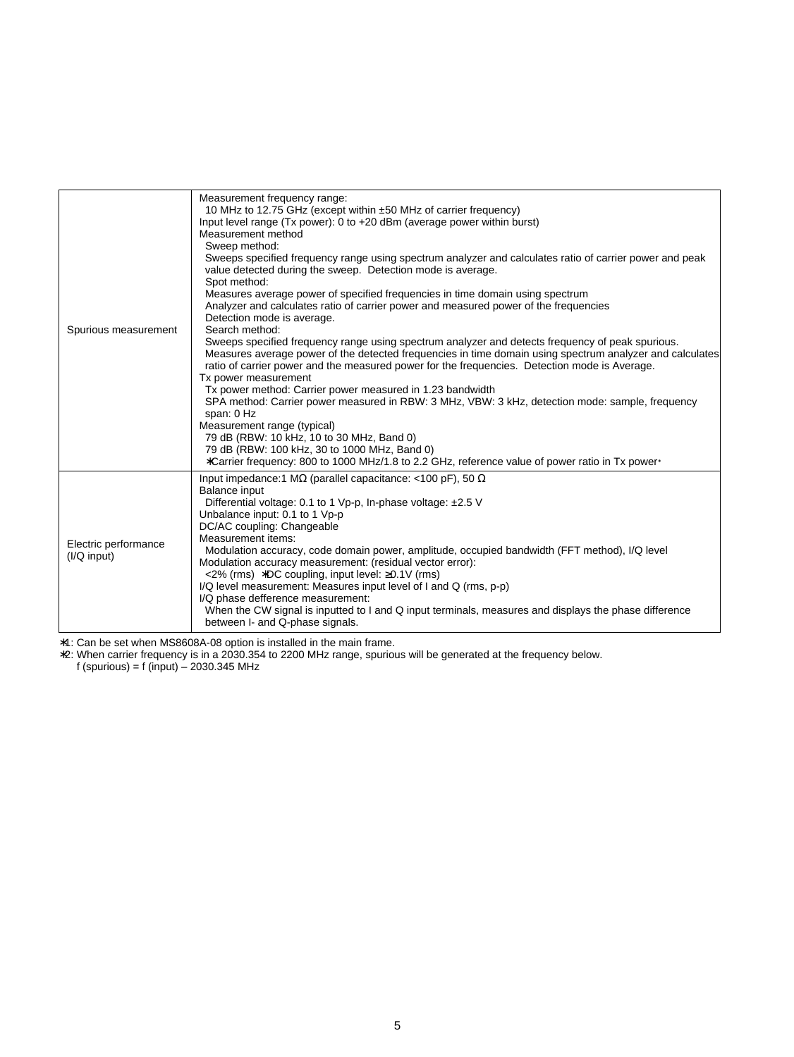| | |
|---|---|
| Spurious measurement | Measurement frequency range:<br>10 MHz to 12.75 GHz (except within ±50 MHz of carrier frequency)<br>Input level range (Tx power): 0 to +20 dBm (average power within burst)<br>Measurement method<br>Sweep method:<br>Sweeps specified frequency range using spectrum analyzer and calculates ratio of carrier power and peak value detected during the sweep. Detection mode is average.<br>Spot method:<br>Measures average power of specified frequencies in time domain using spectrum Analyzer and calculates ratio of carrier power and measured power of the frequencies Detection mode is average.<br>Search method:<br>Sweeps specified frequency range using spectrum analyzer and detects frequency of peak spurious. Measures average power of the detected frequencies in time domain using spectrum analyzer and calculates ratio of carrier power and the measured power for the frequencies. Detection mode is Average.<br>Tx power measurement<br>Tx power method: Carrier power measured in 1.23 bandwidth<br>SPA method: Carrier power measured in RBW: 3 MHz, VBW: 3 kHz, detection mode: sample, frequency span: 0 Hz<br>Measurement range (typical)<br>79 dB (RBW: 10 kHz, 10 to 30 MHz, Band 0)<br>79 dB (RBW: 100 kHz, 30 to 1000 MHz, Band 0)<br>∗Carrier frequency: 800 to 1000 MHz/1.8 to 2.2 GHz, reference value of power ratio in Tx power* |
| Electric performance (I/Q input) | Input impedance:1 MΩ (parallel capacitance: <100 pF), 50 Ω<br>Balance input<br>Differential voltage: 0.1 to 1 Vp-p, In-phase voltage: ±2.5 V<br>Unbalance input: 0.1 to 1 Vp-p<br>DC/AC coupling: Changeable<br>Measurement items:<br>Modulation accuracy, code domain power, amplitude, occupied bandwidth (FFT method), I/Q level<br>Modulation accuracy measurement: (residual vector error):<br><2% (rms) ∗DC coupling, input level: ≥0.1V (rms)<br>I/Q level measurement: Measures input level of I and Q (rms, p-p)<br>I/Q phase defference measurement:<br>When the CW signal is inputted to I and Q input terminals, measures and displays the phase difference between I- and Q-phase signals. |

∗1: Can be set when MS8608A-08 option is installed in the main frame.
∗2: When carrier frequency is in a 2030.354 to 2200 MHz range, spurious will be generated at the frequency below.
f (spurious) = f (input) – 2030.345 MHz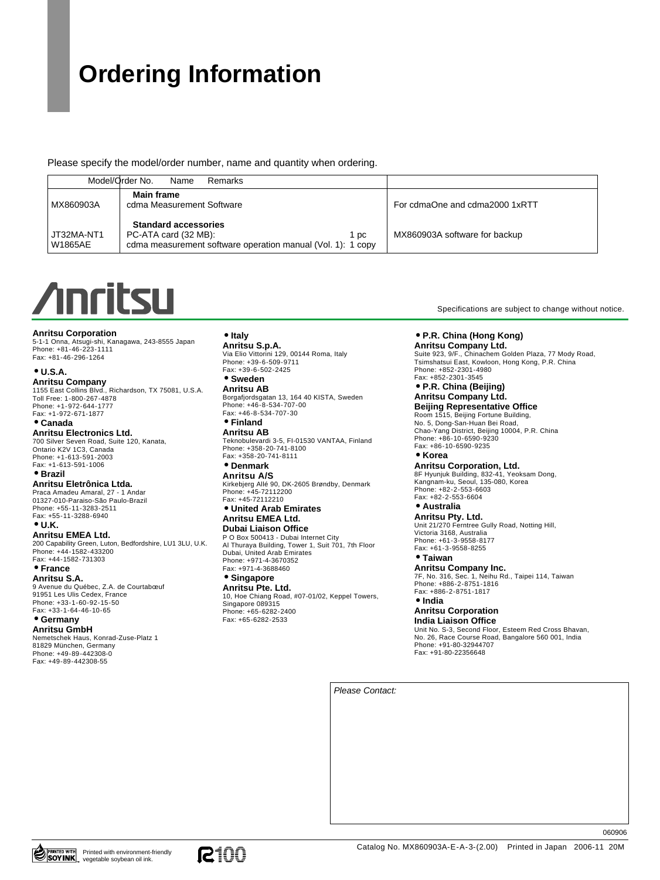# Ordering Information

Please specify the model/order number, name and quantity when ordering.

| Model/Order No. | Name | Remarks |
|---|---|---|
| | **Main frame** | |
| MX860903A | cdma Measurement Software | For cdmaOne and cdma2000 1xRTT |
| | **Standard accessories** | |
| JT32MA-NT1 | PC-ATA card (32 MB): 1 pc | MX860903A software for backup |
| W1865AE | cdma measurement software operation manual (Vol. 1): 1 copy | |

Anritsu

Specifications are subject to change without notice.

**Anritsu Corporation**
5-1-1 Onna, Atsugi-shi, Kanagawa, 243-8555 Japan
Phone: +81-46-223-1111
Fax: +81-46-296-1264

**• U.S.A.**
**Anritsu Company**
1155 East Collins Blvd., Richardson, TX 75081, U.S.A.
Toll Free: 1-800-267-4878
Phone: +1-972-644-1777
Fax: +1-972-671-1877

**• Canada**
**Anritsu Electronics Ltd.**
700 Silver Seven Road, Suite 120, Kanata,
Ontario K2V 1C3, Canada
Phone: +1-613-591-2003
Fax: +1-613-591-1006

**• Brazil**
**Anritsu Eletrônica Ltda.**
Praca Amadeu Amaral, 27 - 1 Andar
01327-010-Paraiso-São Paulo-Brazil
Phone: +55-11-3283-2511
Fax: +55-11-3288-6940

**• U.K.**
**Anritsu EMEA Ltd.**
200 Capability Green, Luton, Bedfordshire, LU1 3LU, U.K.
Phone: +44-1582-433200
Fax: +44-1582-731303

**• France**
**Anritsu S.A.**
9 Avenue du Québec, Z.A. de Courtabœuf
91951 Les Ulis Cedex, France
Phone: +33-1-60-92-15-50
Fax: +33-1-64-46-10-65

**• Germany**
**Anritsu GmbH**
Nemetschek Haus, Konrad-Zuse-Platz 1
81829 München, Germany
Phone: +49-89-442308-0
Fax: +49-89-442308-55

**• Italy**
**Anritsu S.p.A.**
Via Elio Vittorini 129, 00144 Roma, Italy
Phone: +39-6-509-9711
Fax: +39-6-502-2425

**• Sweden**
**Anritsu AB**
Borgafjordsgatan 13, 164 40 KISTA, Sweden
Phone: +46-8-534-707-00
Fax: +46-8-534-707-30

**• Finland**
**Anritsu AB**
Teknobulevardi 3-5, FI-01530 VANTAA, Finland
Phone: +358-20-741-8100
Fax: +358-20-741-8111

**• Denmark**
**Anritsu A/S**
Kirkebjerg Allé 90, DK-2605 Brøndby, Denmark
Phone: +45-72112200
Fax: +45-72112210

**• United Arab Emirates**
**Anritsu EMEA Ltd.**
**Dubai Liaison Office**
P O Box 500413 - Dubai Internet City
Al Thuraya Building, Tower 1, Suit 701, 7th Floor
Dubai, United Arab Emirates
Phone: +971-4-3670352
Fax: +971-4-3688460

**• Singapore**
**Anritsu Pte. Ltd.**
10, Hoe Chiang Road, #07-01/02, Keppel Towers,
Singapore 089315
Phone: +65-6282-2400
Fax: +65-6282-2533

**• P.R. China (Hong Kong)**
**Anritsu Company Ltd.**
Suite 923, 9/F., Chinachem Golden Plaza, 77 Mody Road,
Tsimshatsui East, Kowloon, Hong Kong, P.R. China
Phone: +852-2301-4980
Fax: +852-2301-3545

**• P.R. China (Beijing)**
**Anritsu Company Ltd.**
**Beijing Representative Office**
Room 1515, Beijing Fortune Building,
No. 5, Dong-San-Huan Bei Road,
Chao-Yang District, Beijing 10004, P.R. China
Phone: +86-10-6590-9230
Fax: +86-10-6590-9235

**• Korea**
**Anritsu Corporation, Ltd.**
8F Hyunjuk Building, 832-41, Yeoksam Dong,
Kangnam-ku, Seoul, 135-080, Korea
Phone: +82-2-553-6603
Fax: +82-2-553-6604

**• Australia**
**Anritsu Pty. Ltd.**
Unit 21/270 Ferntree Gully Road, Notting Hill,
Victoria 3168, Australia
Phone: +61-3-9558-8177
Fax: +61-3-9558-8255

**• Taiwan**
**Anritsu Company Inc.**
7F, No. 316, Sec. 1, Neihu Rd., Taipei 114, Taiwan
Phone: +886-2-8751-1816
Fax: +886-2-8751-1817

**• India**
**Anritsu Corporation**
**India Liaison Office**
Unit No. S-3, Second Floor, Esteem Red Cross Bhavan,
No. 26, Race Course Road, Bangalore 560 001, India
Phone: +91-80-32944707
Fax: +91-80-22356648

*Please Contact:*

060906

PRINTED WITH SOYINK Printed with environment-friendly vegetable soybean oil ink.

R100

Catalog No. MX860903A-E-A-3-(2.00) Printed in Japan 2006-11 20M